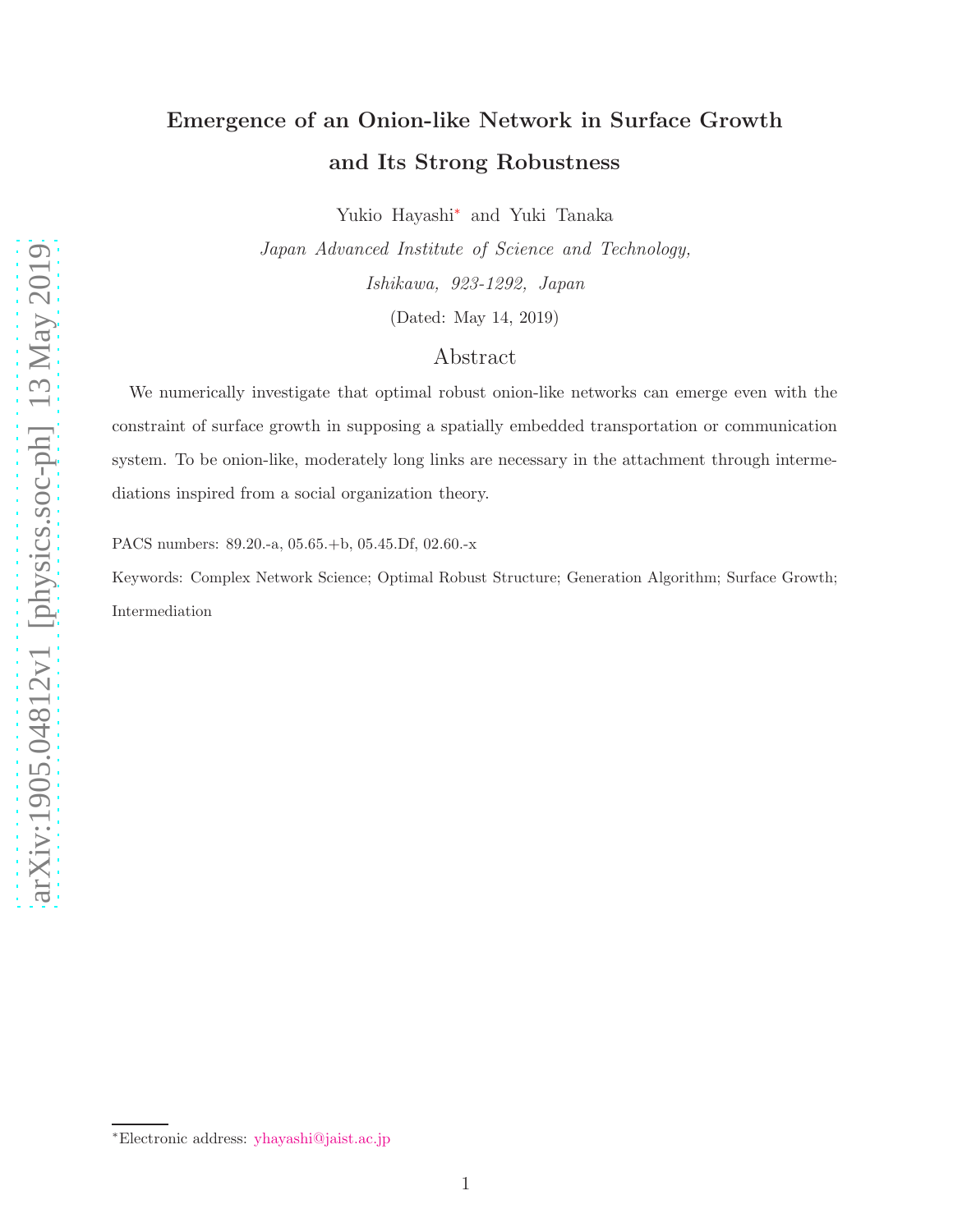# Emergence of an Onion-like Network in Surface Growth and Its Strong Robustness

Yukio Hayashi* and Yuki Tanaka

*Japan Advanced Institute of Science and Technology,*
*Ishikawa, 923-1292, Japan*

(Dated: May 14, 2019)

## Abstract

We numerically investigate that optimal robust onion-like networks can emerge even with the constraint of surface growth in supposing a spatially embedded transportation or communication system. To be onion-like, moderately long links are necessary in the attachment through intermediations inspired from a social organization theory.

PACS numbers: 89.20.-a, 05.65.+b, 05.45.Df, 02.60.-x

Keywords: Complex Network Science; Optimal Robust Structure; Generation Algorithm; Surface Growth; Intermediation

*Electronic address: yhayashi@jaist.ac.jp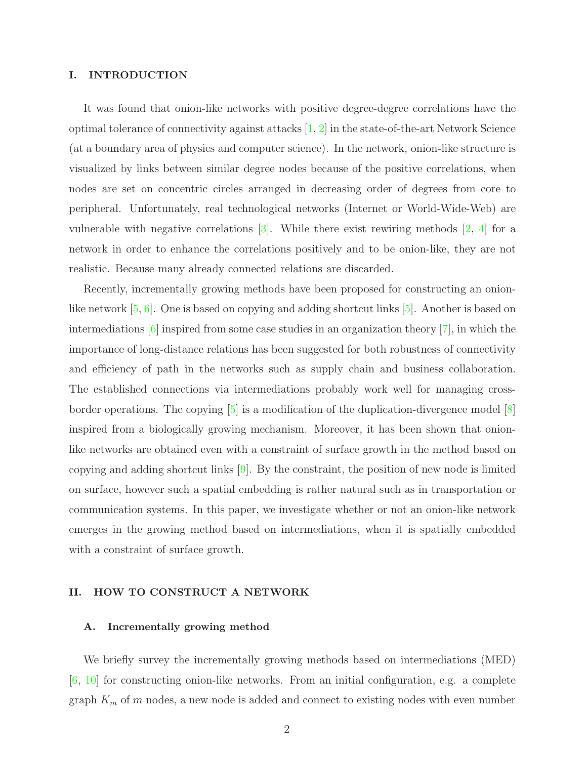## I. INTRODUCTION

It was found that onion-like networks with positive degree-degree correlations have the optimal tolerance of connectivity against attacks [1, 2] in the state-of-the-art Network Science (at a boundary area of physics and computer science). In the network, onion-like structure is visualized by links between similar degree nodes because of the positive correlations, when nodes are set on concentric circles arranged in decreasing order of degrees from core to peripheral. Unfortunately, real technological networks (Internet or World-Wide-Web) are vulnerable with negative correlations [3]. While there exist rewiring methods [2, 4] for a network in order to enhance the correlations positively and to be onion-like, they are not realistic. Because many already connected relations are discarded.

Recently, incrementally growing methods have been proposed for constructing an onion-like network [5, 6]. One is based on copying and adding shortcut links [5]. Another is based on intermediations [6] inspired from some case studies in an organization theory [7], in which the importance of long-distance relations has been suggested for both robustness of connectivity and efficiency of path in the networks such as supply chain and business collaboration. The established connections via intermediations probably work well for managing cross-border operations. The copying [5] is a modification of the duplication-divergence model [8] inspired from a biologically growing mechanism. Moreover, it has been shown that onion-like networks are obtained even with a constraint of surface growth in the method based on copying and adding shortcut links [9]. By the constraint, the position of new node is limited on surface, however such a spatial embedding is rather natural such as in transportation or communication systems. In this paper, we investigate whether or not an onion-like network emerges in the growing method based on intermediations, when it is spatially embedded with a constraint of surface growth.

## II. HOW TO CONSTRUCT A NETWORK

### A. Incrementally growing method

We briefly survey the incrementally growing methods based on intermediations (MED) [6, 10] for constructing onion-like networks. From an initial configuration, e.g. a complete graph $K_m$ of $m$ nodes, a new node is added and connect to existing nodes with even number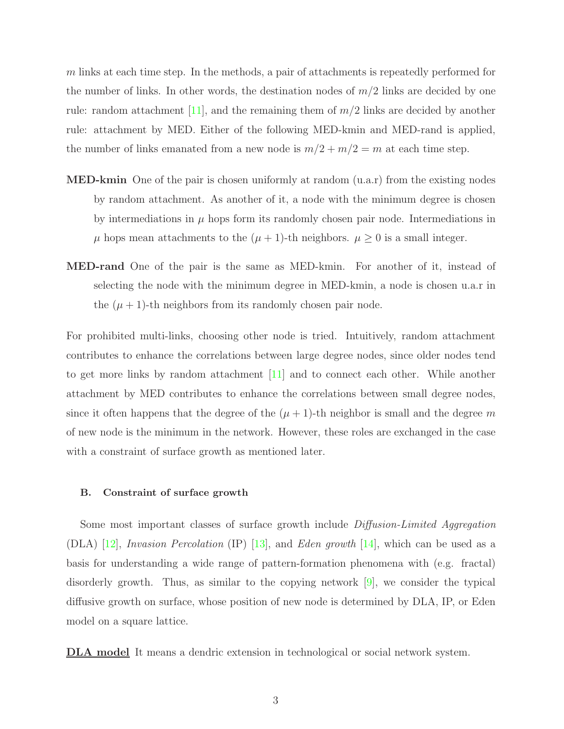$m$ links at each time step. In the methods, a pair of attachments is repeatedly performed for the number of links. In other words, the destination nodes of $m/2$ links are decided by one rule: random attachment [11], and the remaining them of $m/2$ links are decided by another rule: attachment by MED. Either of the following MED-kmin and MED-rand is applied, the number of links emanated from a new node is $m/2 + m/2 = m$ at each time step.

**MED-kmin** One of the pair is chosen uniformly at random (u.a.r) from the existing nodes by random attachment. As another of it, a node with the minimum degree is chosen by intermediations in $\mu$ hops form its randomly chosen pair node. Intermediations in $\mu$ hops mean attachments to the $(\mu + 1)$-th neighbors. $\mu \geq 0$ is a small integer.

**MED-rand** One of the pair is the same as MED-kmin. For another of it, instead of selecting the node with the minimum degree in MED-kmin, a node is chosen u.a.r in the $(\mu + 1)$-th neighbors from its randomly chosen pair node.

For prohibited multi-links, choosing other node is tried. Intuitively, random attachment contributes to enhance the correlations between large degree nodes, since older nodes tend to get more links by random attachment [11] and to connect each other. While another attachment by MED contributes to enhance the correlations between small degree nodes, since it often happens that the degree of the $(\mu + 1)$-th neighbor is small and the degree $m$ of new node is the minimum in the network. However, these roles are exchanged in the case with a constraint of surface growth as mentioned later.

### B. Constraint of surface growth

Some most important classes of surface growth include *Diffusion-Limited Aggregation* (DLA) [12], *Invasion Percolation* (IP) [13], and *Eden growth* [14], which can be used as a basis for understanding a wide range of pattern-formation phenomena with (e.g. fractal) disorderly growth. Thus, as similar to the copying network [9], we consider the typical diffusive growth on surface, whose position of new node is determined by DLA, IP, or Eden model on a square lattice.

**DLA model** It means a dendric extension in technological or social network system.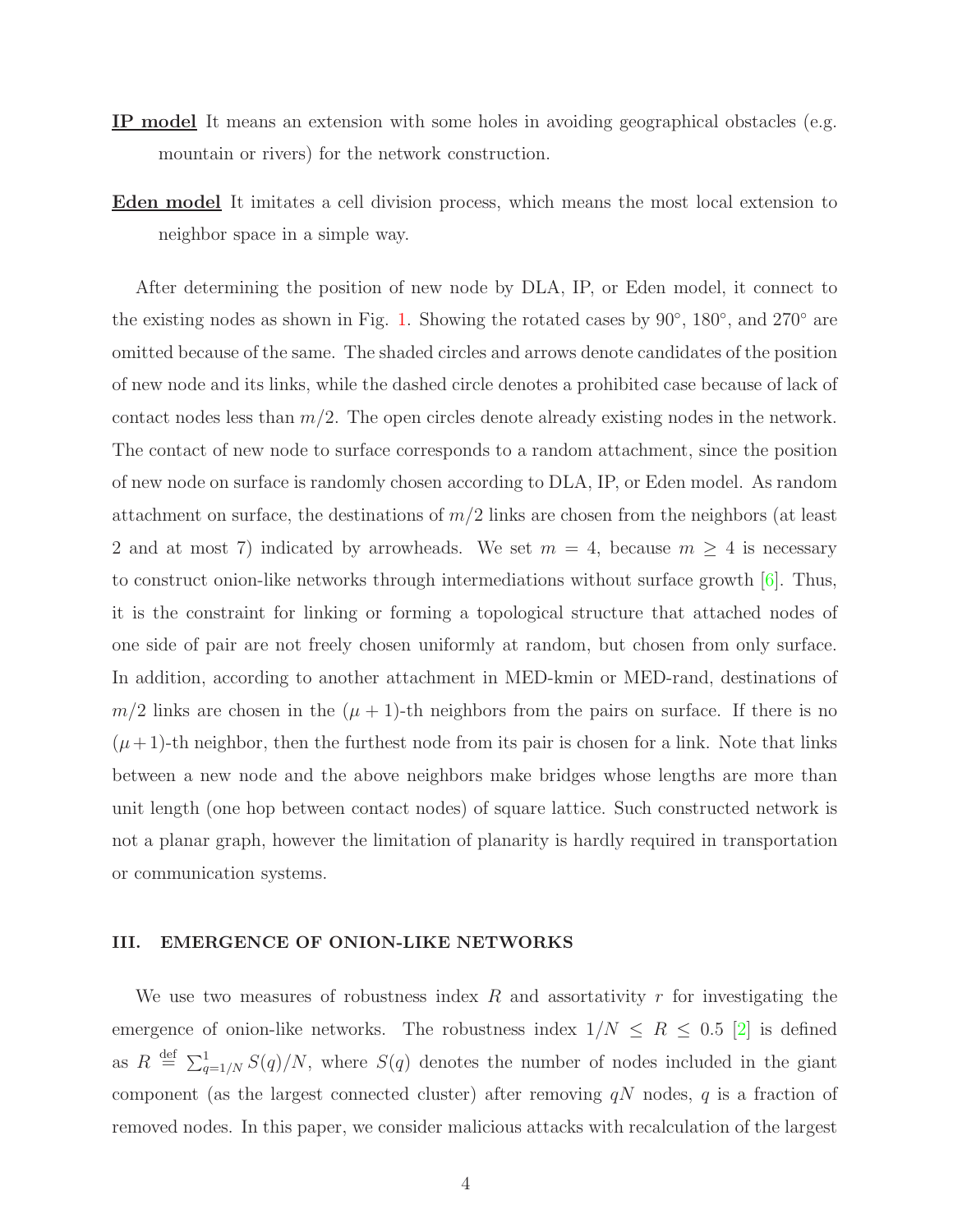**IP model** It means an extension with some holes in avoiding geographical obstacles (e.g. mountain or rivers) for the network construction.

**Eden model** It imitates a cell division process, which means the most local extension to neighbor space in a simple way.

After determining the position of new node by DLA, IP, or Eden model, it connect to the existing nodes as shown in Fig. 1. Showing the rotated cases by 90°, 180°, and 270° are omitted because of the same. The shaded circles and arrows denote candidates of the position of new node and its links, while the dashed circle denotes a prohibited case because of lack of contact nodes less than $m/2$. The open circles denote already existing nodes in the network. The contact of new node to surface corresponds to a random attachment, since the position of new node on surface is randomly chosen according to DLA, IP, or Eden model. As random attachment on surface, the destinations of $m/2$ links are chosen from the neighbors (at least 2 and at most 7) indicated by arrowheads. We set $m = 4$, because $m \geq 4$ is necessary to construct onion-like networks through intermediations without surface growth [6]. Thus, it is the constraint for linking or forming a topological structure that attached nodes of one side of pair are not freely chosen uniformly at random, but chosen from only surface. In addition, according to another attachment in MED-kmin or MED-rand, destinations of $m/2$ links are chosen in the $(\mu + 1)$-th neighbors from the pairs on surface. If there is no $(\mu + 1)$-th neighbor, then the furthest node from its pair is chosen for a link. Note that links between a new node and the above neighbors make bridges whose lengths are more than unit length (one hop between contact nodes) of square lattice. Such constructed network is not a planar graph, however the limitation of planarity is hardly required in transportation or communication systems.

## III. EMERGENCE OF ONION-LIKE NETWORKS

We use two measures of robustness index $R$ and assortativity $r$ for investigating the emergence of onion-like networks. The robustness index $1/N \leq R \leq 0.5$ [2] is defined as $R \stackrel{\text{def}}{=} \sum_{q=1/N}^{1} S(q)/N$, where $S(q)$ denotes the number of nodes included in the giant component (as the largest connected cluster) after removing $qN$ nodes, $q$ is a fraction of removed nodes. In this paper, we consider malicious attacks with recalculation of the largest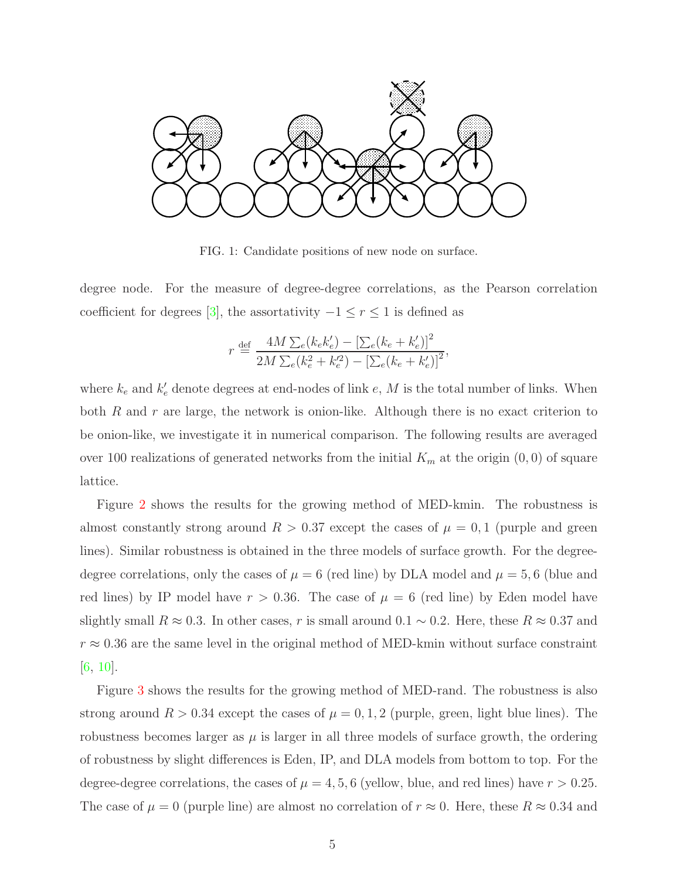FIG. 1: Candidate positions of new node on surface.

degree node. For the measure of degree-degree correlations, as the Pearson correlation coefficient for degrees [3], the assortativity $-1 \leq r \leq 1$ is defined as

$$r \stackrel{\text{def}}{=} \frac{4M \sum_e (k_e k'_e) - \left[\sum_e (k_e + k'_e)\right]^2}{2M \sum_e (k_e^2 + k'^2_e) - \left[\sum_e (k_e + k'_e)\right]^2},$$

where $k_e$ and $k'_e$ denote degrees at end-nodes of link $e$, $M$ is the total number of links. When both $R$ and $r$ are large, the network is onion-like. Although there is no exact criterion to be onion-like, we investigate it in numerical comparison. The following results are averaged over 100 realizations of generated networks from the initial $K_m$ at the origin $(0, 0)$ of square lattice.

Figure 2 shows the results for the growing method of MED-kmin. The robustness is almost constantly strong around $R > 0.37$ except the cases of $\mu = 0, 1$ (purple and green lines). Similar robustness is obtained in the three models of surface growth. For the degree-degree correlations, only the cases of $\mu = 6$ (red line) by DLA model and $\mu = 5, 6$ (blue and red lines) by IP model have $r > 0.36$. The case of $\mu = 6$ (red line) by Eden model have slightly small $R \approx 0.3$. In other cases, $r$ is small around $0.1 \sim 0.2$. Here, these $R \approx 0.37$ and $r \approx 0.36$ are the same level in the original method of MED-kmin without surface constraint [6, 10].

Figure 3 shows the results for the growing method of MED-rand. The robustness is also strong around $R > 0.34$ except the cases of $\mu = 0, 1, 2$ (purple, green, light blue lines). The robustness becomes larger as $\mu$ is larger in all three models of surface growth, the ordering of robustness by slight differences is Eden, IP, and DLA models from bottom to top. For the degree-degree correlations, the cases of $\mu = 4, 5, 6$ (yellow, blue, and red lines) have $r > 0.25$. The case of $\mu = 0$ (purple line) are almost no correlation of $r \approx 0$. Here, these $R \approx 0.34$ and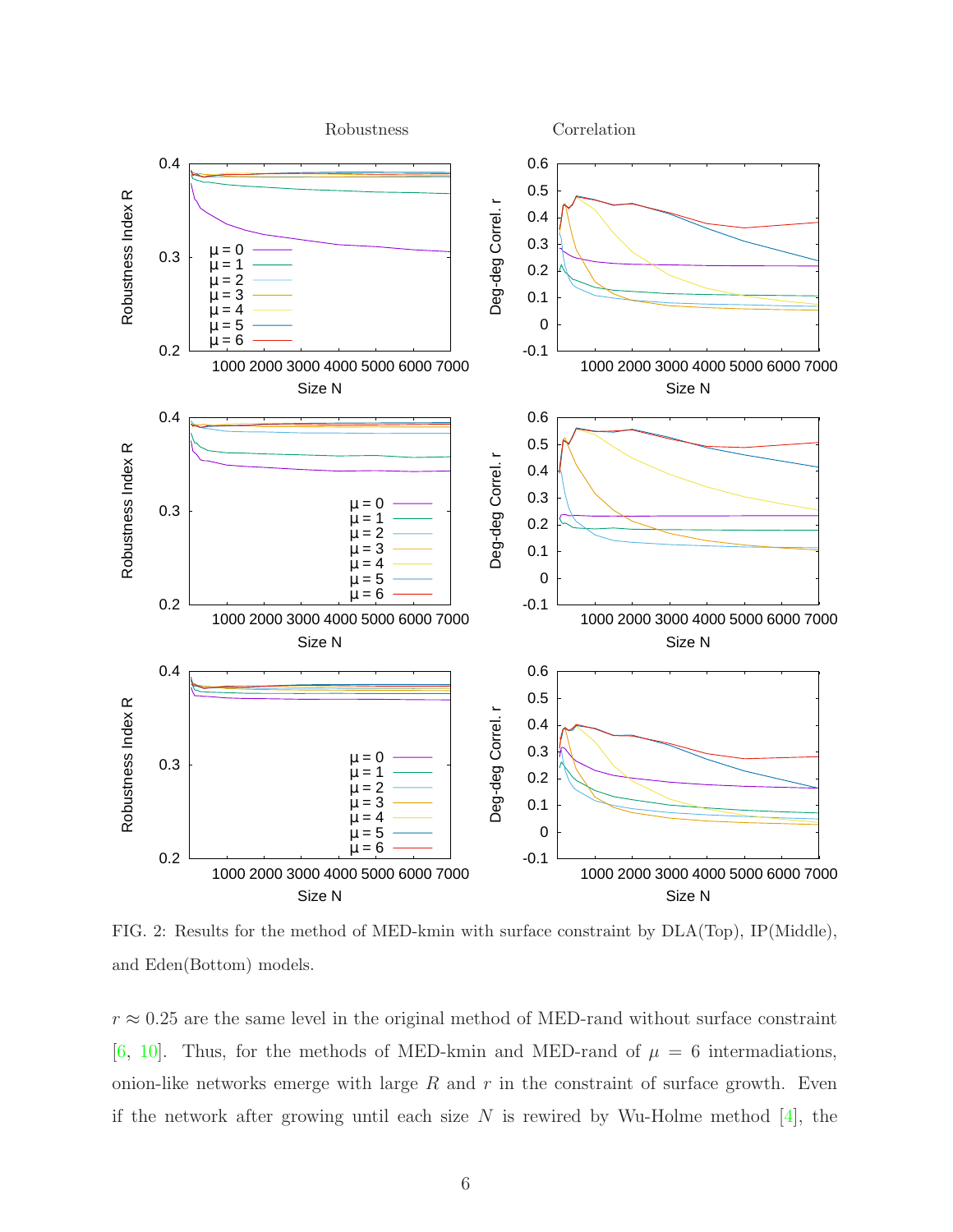Robustness

Correlation

Robustness Index R

Deg-deg Correl. r

Size N

1000 2000 3000 4000 5000 6000 7000

0.4 0.3 0.2

0.6 0.5 0.4 0.3 0.2 0.1 0 -0.1

μ = 0
μ = 1
μ = 2
μ = 3
μ = 4
μ = 5
μ = 6

FIG. 2: Results for the method of MED-kmin with surface constraint by DLA(Top), IP(Middle), and Eden(Bottom) models.

$r \approx 0.25$ are the same level in the original method of MED-rand without surface constraint [6, 10]. Thus, for the methods of MED-kmin and MED-rand of $\mu = 6$ intermadiations, onion-like networks emerge with large $R$ and $r$ in the constraint of surface growth. Even if the network after growing until each size $N$ is rewired by Wu-Holme method [4], the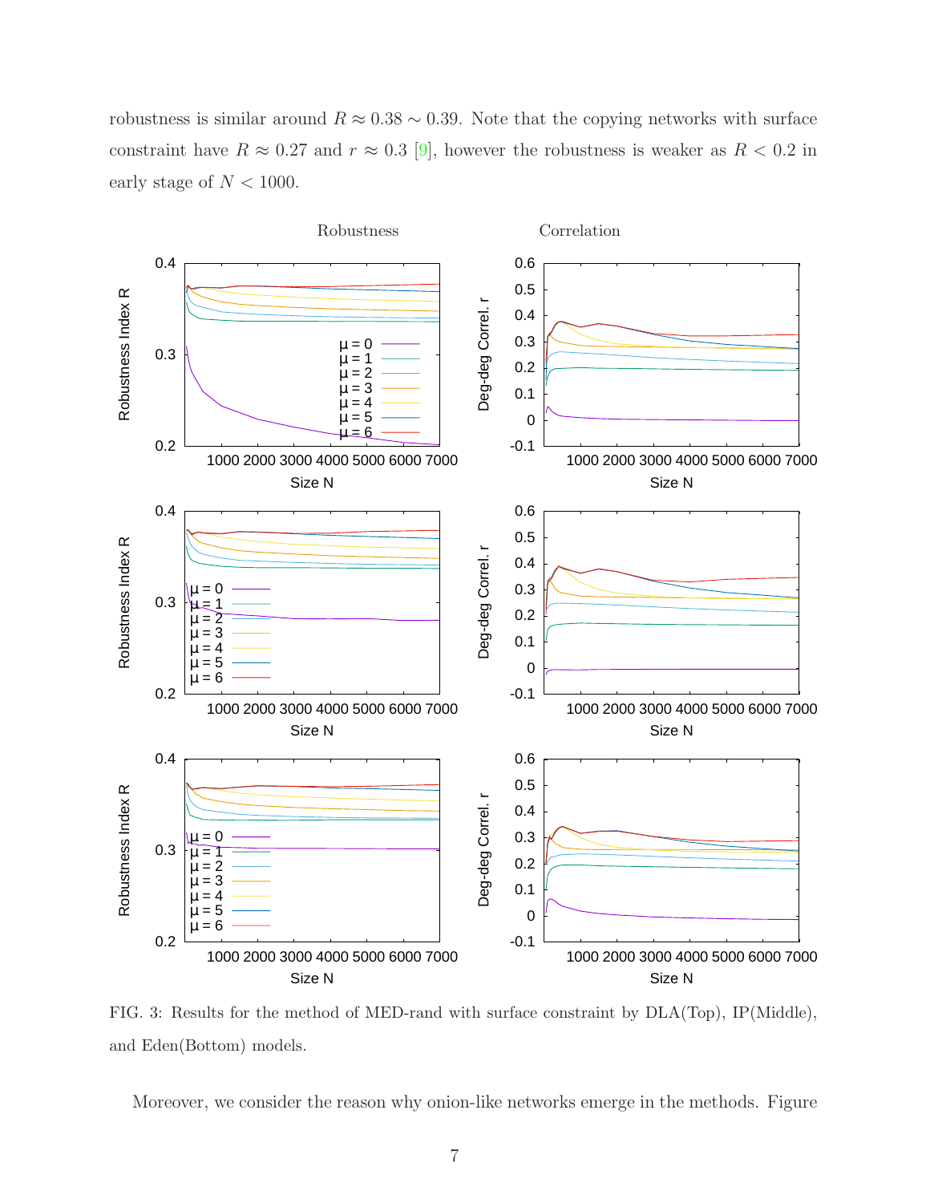robustness is similar around $R \approx 0.38 \sim 0.39$. Note that the copying networks with surface constraint have $R \approx 0.27$ and $r \approx 0.3$ [9], however the robustness is weaker as $R < 0.2$ in early stage of $N < 1000$.

Robustness

Correlation

Robustness Index R

0.4
0.3
0.2

μ = 0
μ = 1
μ = 2
μ = 3
μ = 4
μ = 5
μ = 6

1000 2000 3000 4000 5000 6000 7000

Size N

Deg-deg Correl. r

0.6
0.5
0.4
0.3
0.2
0.1
0
-0.1

1000 2000 3000 4000 5000 6000 7000

Size N

Robustness Index R

0.4
0.3
0.2

μ = 0
μ = 1
μ = 2
μ = 3
μ = 4
μ = 5
μ = 6

1000 2000 3000 4000 5000 6000 7000

Size N

Deg-deg Correl. r

0.6
0.5
0.4
0.3
0.2
0.1
0
-0.1

1000 2000 3000 4000 5000 6000 7000

Size N

Robustness Index R

0.4
0.3
0.2

μ = 0
μ = 1
μ = 2
μ = 3
μ = 4
μ = 5
μ = 6

1000 2000 3000 4000 5000 6000 7000

Size N

Deg-deg Correl. r

0.6
0.5
0.4
0.3
0.2
0.1
0
-0.1

1000 2000 3000 4000 5000 6000 7000

Size N

FIG. 3: Results for the method of MED-rand with surface constraint by DLA(Top), IP(Middle), and Eden(Bottom) models.

Moreover, we consider the reason why onion-like networks emerge in the methods. Figure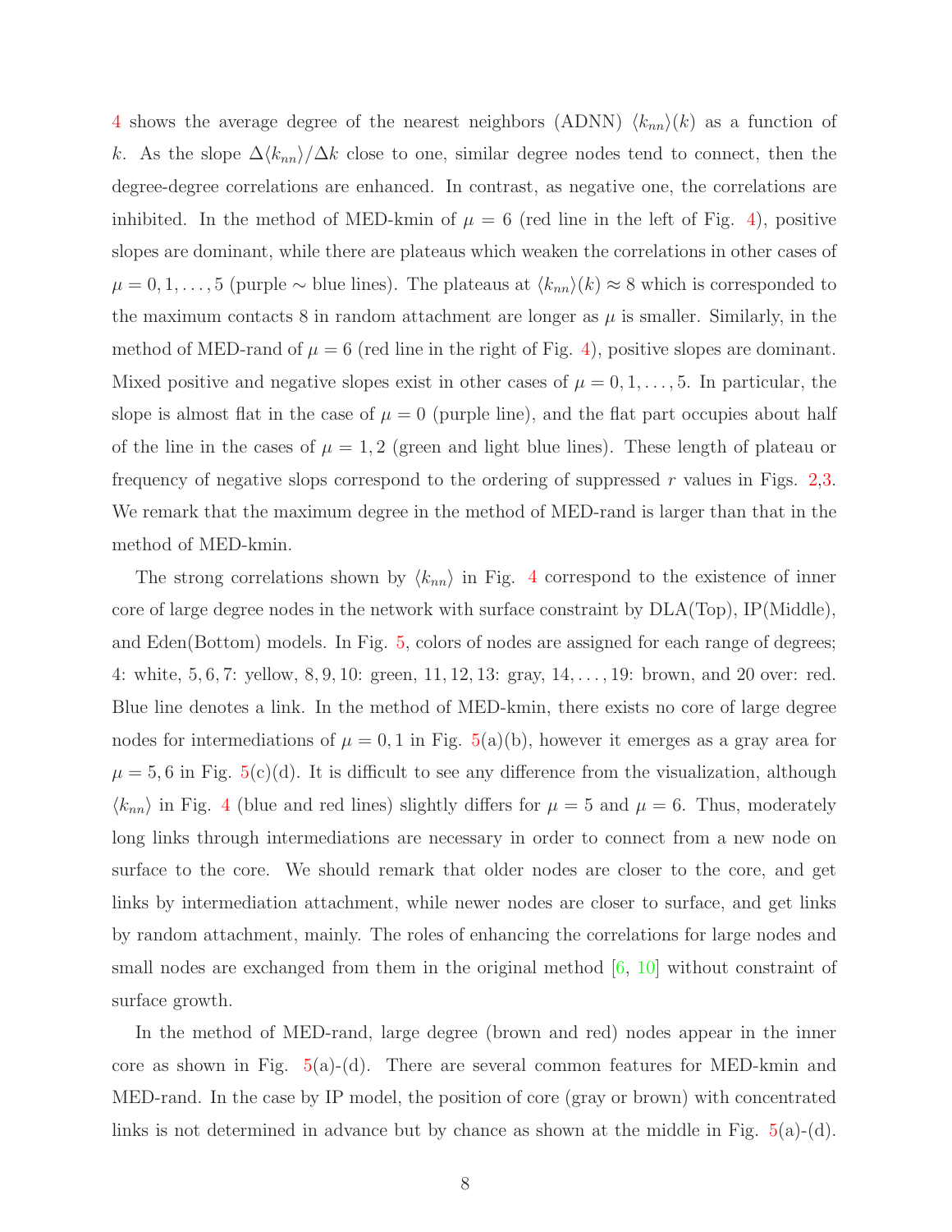4 shows the average degree of the nearest neighbors (ADNN) $\langle k_{nn} \rangle(k)$ as a function of $k$. As the slope $\Delta \langle k_{nn} \rangle / \Delta k$ close to one, similar degree nodes tend to connect, then the degree-degree correlations are enhanced. In contrast, as negative one, the correlations are inhibited. In the method of MED-kmin of $\mu = 6$ (red line in the left of Fig. 4), positive slopes are dominant, while there are plateaus which weaken the correlations in other cases of $\mu = 0, 1, \ldots, 5$ (purple $\sim$ blue lines). The plateaus at $\langle k_{nn} \rangle(k) \approx 8$ which is corresponded to the maximum contacts 8 in random attachment are longer as $\mu$ is smaller. Similarly, in the method of MED-rand of $\mu = 6$ (red line in the right of Fig. 4), positive slopes are dominant. Mixed positive and negative slopes exist in other cases of $\mu = 0, 1, \ldots, 5$. In particular, the slope is almost flat in the case of $\mu = 0$ (purple line), and the flat part occupies about half of the line in the cases of $\mu = 1, 2$ (green and light blue lines). These length of plateau or frequency of negative slops correspond to the ordering of suppressed $r$ values in Figs. 2,3. We remark that the maximum degree in the method of MED-rand is larger than that in the method of MED-kmin.

The strong correlations shown by $\langle k_{nn} \rangle$ in Fig. 4 correspond to the existence of inner core of large degree nodes in the network with surface constraint by DLA(Top), IP(Middle), and Eden(Bottom) models. In Fig. 5, colors of nodes are assigned for each range of degrees; 4: white, 5, 6, 7: yellow, 8, 9, 10: green, 11, 12, 13: gray, 14, . . . , 19: brown, and 20 over: red. Blue line denotes a link. In the method of MED-kmin, there exists no core of large degree nodes for intermediations of $\mu = 0, 1$ in Fig. 5(a)(b), however it emerges as a gray area for $\mu = 5, 6$ in Fig. 5(c)(d). It is difficult to see any difference from the visualization, although $\langle k_{nn} \rangle$ in Fig. 4 (blue and red lines) slightly differs for $\mu = 5$ and $\mu = 6$. Thus, moderately long links through intermediations are necessary in order to connect from a new node on surface to the core. We should remark that older nodes are closer to the core, and get links by intermediation attachment, while newer nodes are closer to surface, and get links by random attachment, mainly. The roles of enhancing the correlations for large nodes and small nodes are exchanged from them in the original method [6, 10] without constraint of surface growth.

In the method of MED-rand, large degree (brown and red) nodes appear in the inner core as shown in Fig. 5(a)-(d). There are several common features for MED-kmin and MED-rand. In the case by IP model, the position of core (gray or brown) with concentrated links is not determined in advance but by chance as shown at the middle in Fig. 5(a)-(d).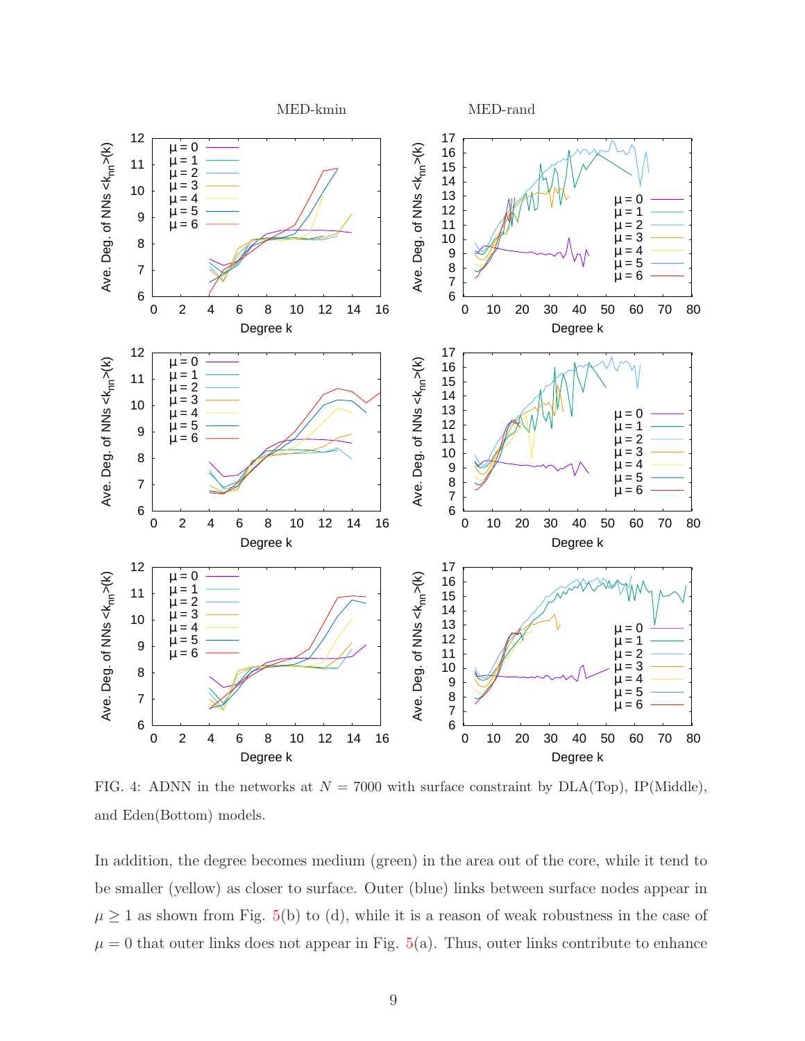MED-kmin

MED-rand

Ave. Deg. of NNs $<k_{nn}>(k)$

Degree k

μ = 0
μ = 1
μ = 2
μ = 3
μ = 4
μ = 5
μ = 6

FIG. 4: ADNN in the networks at $N = 7000$ with surface constraint by DLA(Top), IP(Middle), and Eden(Bottom) models.

In addition, the degree becomes medium (green) in the area out of the core, while it tend to be smaller (yellow) as closer to surface. Outer (blue) links between surface nodes appear in $\mu \geq 1$ as shown from Fig. 5(b) to (d), while it is a reason of weak robustness in the case of $\mu = 0$ that outer links does not appear in Fig. 5(a). Thus, outer links contribute to enhance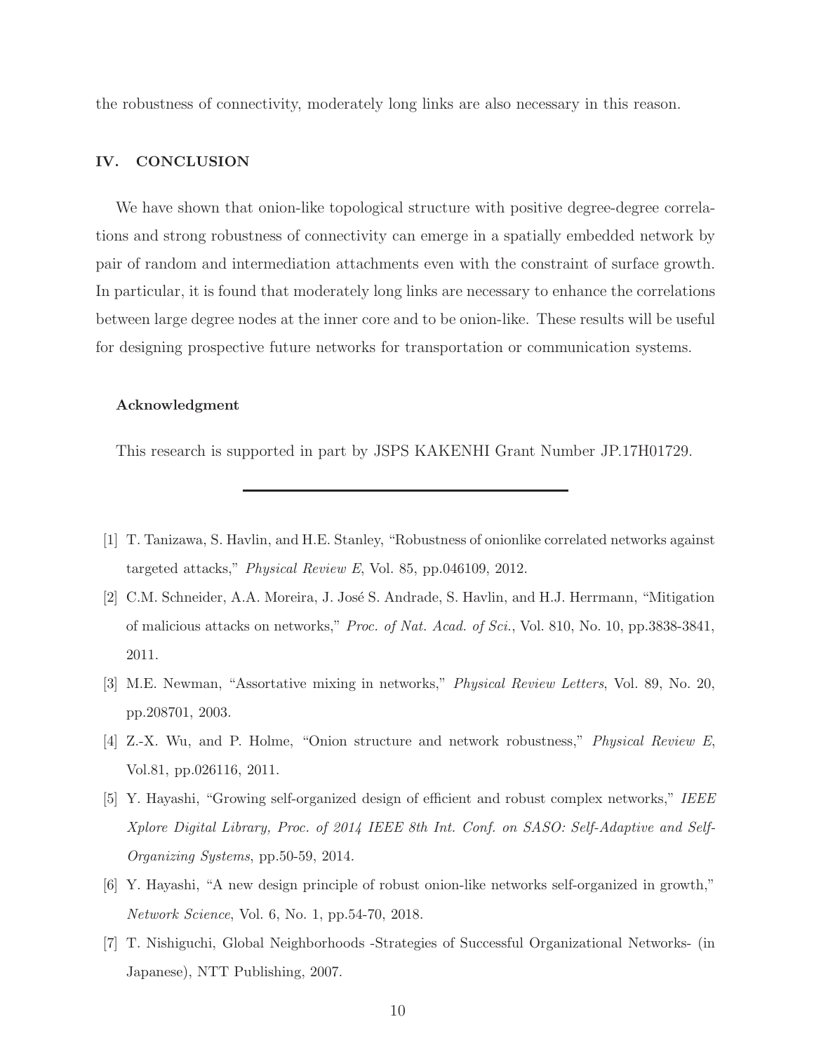the robustness of connectivity, moderately long links are also necessary in this reason.

## IV. CONCLUSION

We have shown that onion-like topological structure with positive degree-degree correlations and strong robustness of connectivity can emerge in a spatially embedded network by pair of random and intermediation attachments even with the constraint of surface growth. In particular, it is found that moderately long links are necessary to enhance the correlations between large degree nodes at the inner core and to be onion-like. These results will be useful for designing prospective future networks for transportation or communication systems.

### Acknowledgment

This research is supported in part by JSPS KAKENHI Grant Number JP.17H01729.

---

[1] T. Tanizawa, S. Havlin, and H.E. Stanley, "Robustness of onionlike correlated networks against targeted attacks," *Physical Review E*, Vol. 85, pp.046109, 2012.

[2] C.M. Schneider, A.A. Moreira, J. José S. Andrade, S. Havlin, and H.J. Herrmann, "Mitigation of malicious attacks on networks," *Proc. of Nat. Acad. of Sci.*, Vol. 810, No. 10, pp.3838-3841, 2011.

[3] M.E. Newman, "Assortative mixing in networks," *Physical Review Letters*, Vol. 89, No. 20, pp.208701, 2003.

[4] Z.-X. Wu, and P. Holme, "Onion structure and network robustness," *Physical Review E*, Vol.81, pp.026116, 2011.

[5] Y. Hayashi, "Growing self-organized design of efficient and robust complex networks," *IEEE Xplore Digital Library, Proc. of 2014 IEEE 8th Int. Conf. on SASO: Self-Adaptive and Self-Organizing Systems*, pp.50-59, 2014.

[6] Y. Hayashi, "A new design principle of robust onion-like networks self-organized in growth," *Network Science*, Vol. 6, No. 1, pp.54-70, 2018.

[7] T. Nishiguchi, Global Neighborhoods -Strategies of Successful Organizational Networks- (in Japanese), NTT Publishing, 2007.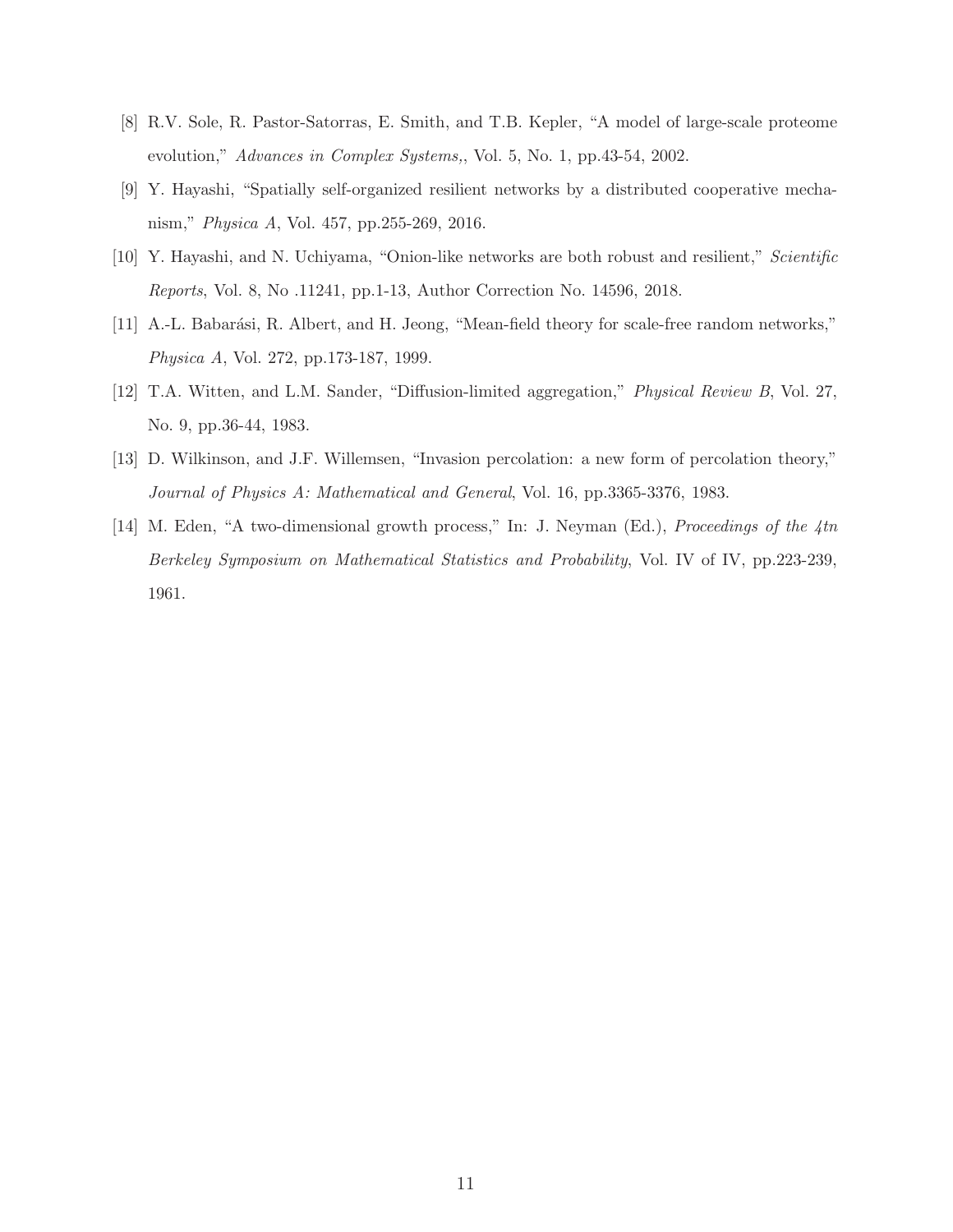[8] R.V. Sole, R. Pastor-Satorras, E. Smith, and T.B. Kepler, "A model of large-scale proteome evolution," *Advances in Complex Systems,*, Vol. 5, No. 1, pp.43-54, 2002.

[9] Y. Hayashi, "Spatially self-organized resilient networks by a distributed cooperative mechanism," *Physica A*, Vol. 457, pp.255-269, 2016.

[10] Y. Hayashi, and N. Uchiyama, "Onion-like networks are both robust and resilient," *Scientific Reports*, Vol. 8, No .11241, pp.1-13, Author Correction No. 14596, 2018.

[11] A.-L. Babarási, R. Albert, and H. Jeong, "Mean-field theory for scale-free random networks," *Physica A*, Vol. 272, pp.173-187, 1999.

[12] T.A. Witten, and L.M. Sander, "Diffusion-limited aggregation," *Physical Review B*, Vol. 27, No. 9, pp.36-44, 1983.

[13] D. Wilkinson, and J.F. Willemsen, "Invasion percolation: a new form of percolation theory," *Journal of Physics A: Mathematical and General*, Vol. 16, pp.3365-3376, 1983.

[14] M. Eden, "A two-dimensional growth process," In: J. Neyman (Ed.), *Proceedings of the 4tn Berkeley Symposium on Mathematical Statistics and Probability*, Vol. IV of IV, pp.223-239, 1961.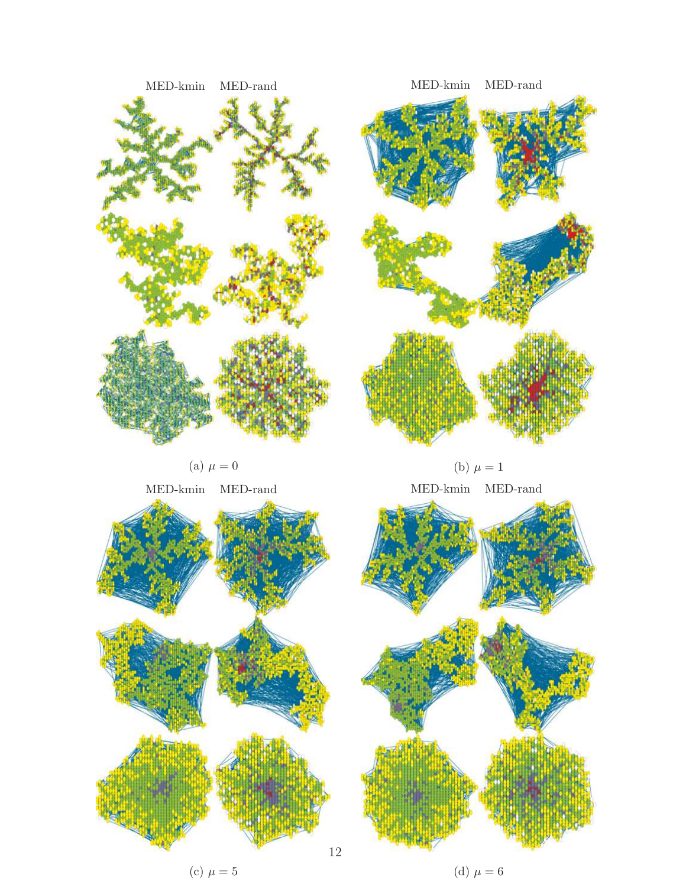MED-kmin MED-rand

(a) $\mu = 0$

MED-kmin MED-rand

(b) $\mu = 1$

MED-kmin MED-rand

(c) $\mu = 5$

MED-kmin MED-rand

(d) $\mu = 6$